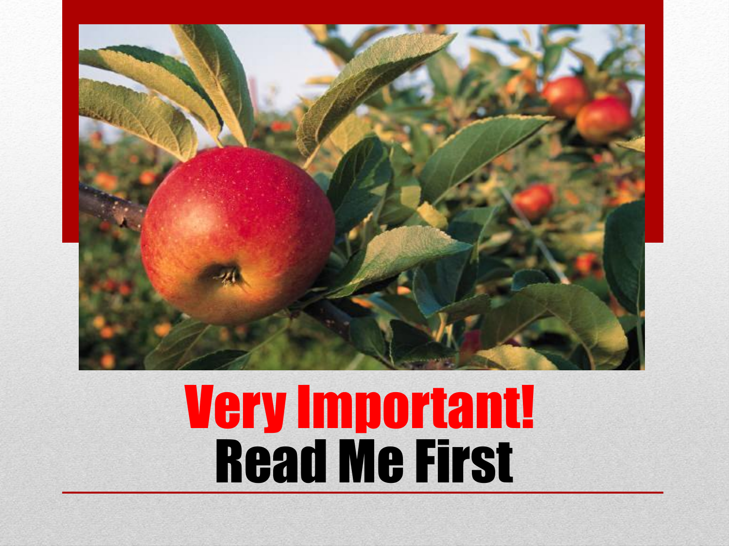# Very Important!

# Read Me First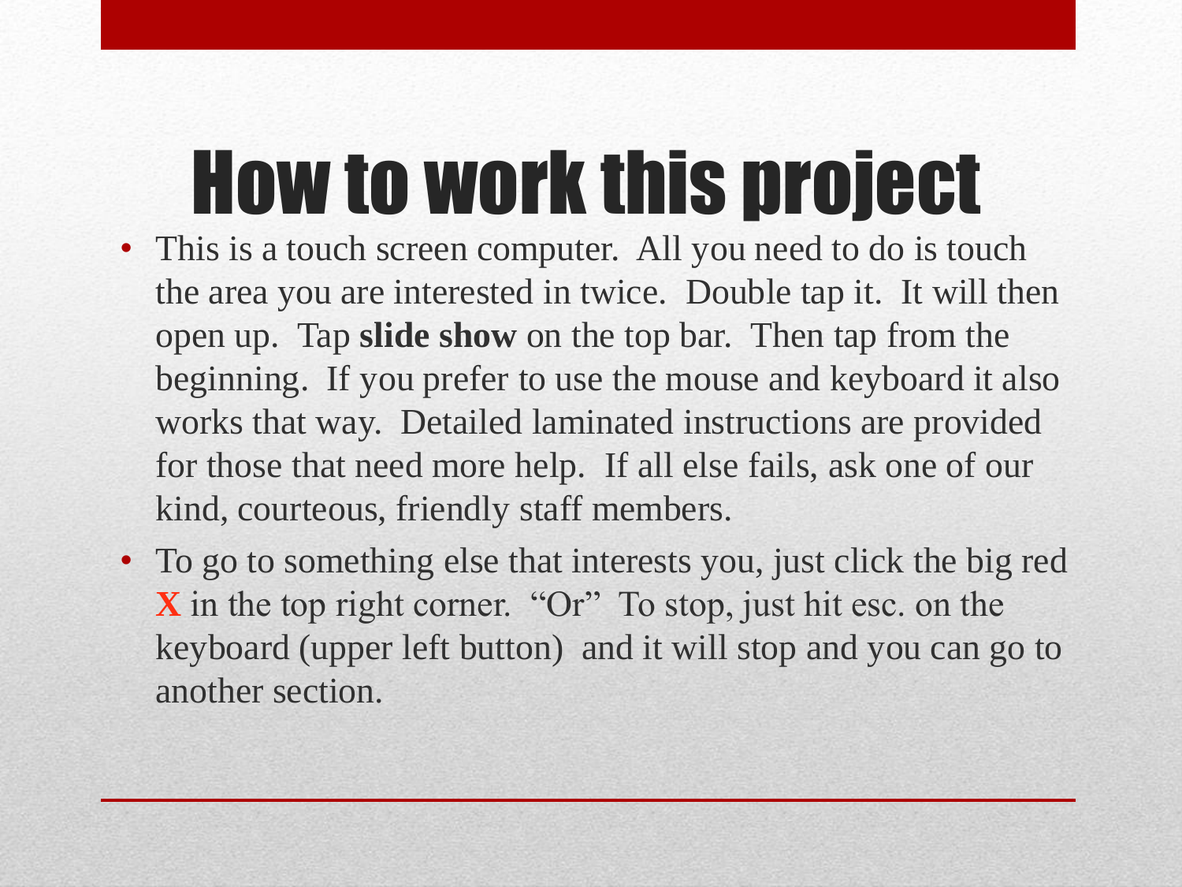# How to work this project

- This is a touch screen computer. All you need to do is touch the area you are interested in twice. Double tap it. It will then open up. Tap **slide show** on the top bar. Then tap from the beginning. If you prefer to use the mouse and keyboard it also works that way. Detailed laminated instructions are provided for those that need more help. If all else fails, ask one of our kind, courteous, friendly staff members.
- To go to something else that interests you, just click the big red **X** in the top right corner. "Or" To stop, just hit esc. on the keyboard (upper left button) and it will stop and you can go to another section.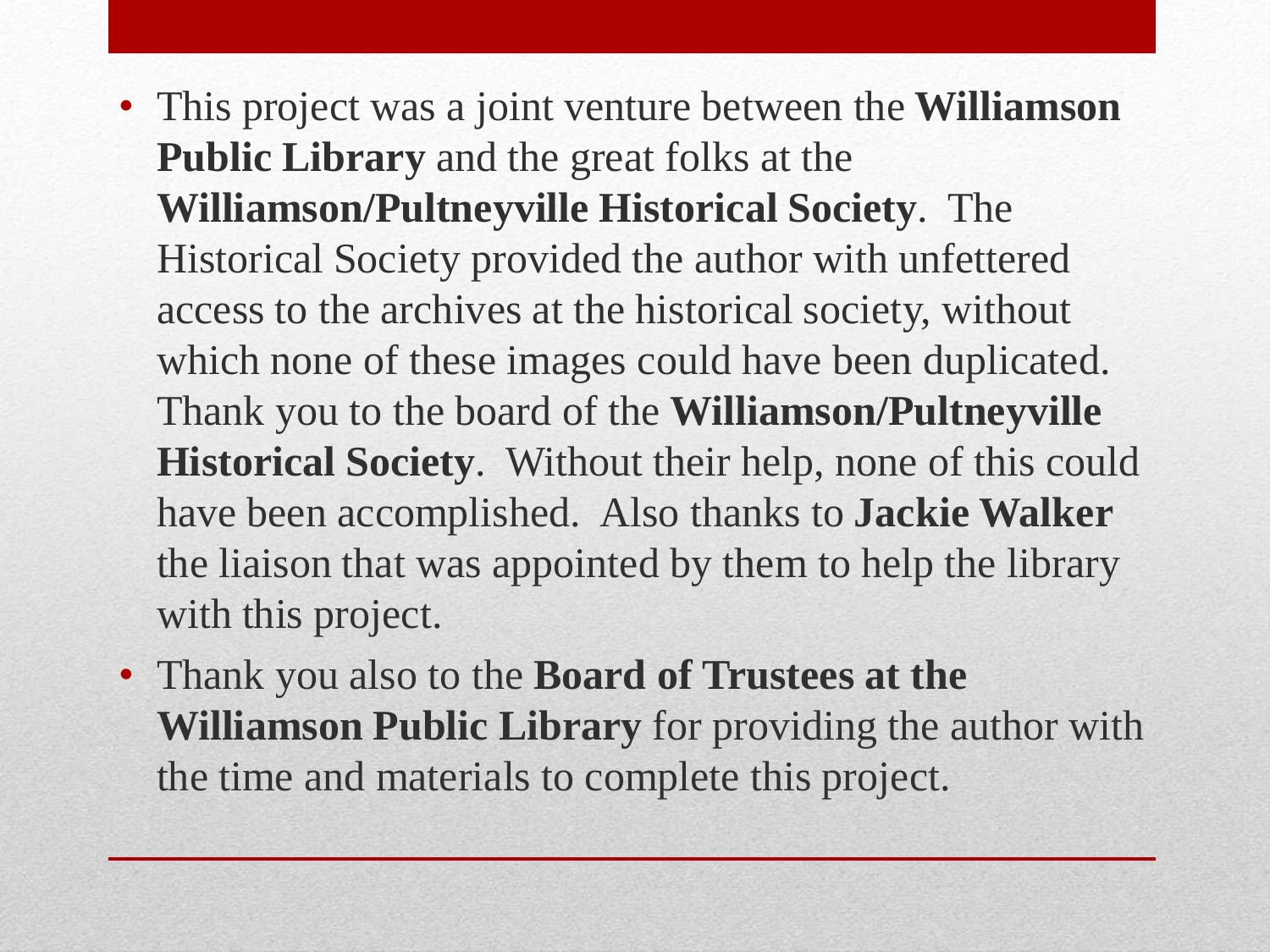- This project was a joint venture between the **Williamson Public Library** and the great folks at the **Williamson/Pultneyville Historical Society**. The Historical Society provided the author with unfettered access to the archives at the historical society, without which none of these images could have been duplicated. Thank you to the board of the **Williamson/Pultneyville Historical Society**. Without their help, none of this could have been accomplished. Also thanks to **Jackie Walker** the liaison that was appointed by them to help the library with this project.
- Thank you also to the **Board of Trustees at the Williamson Public Library** for providing the author with the time and materials to complete this project.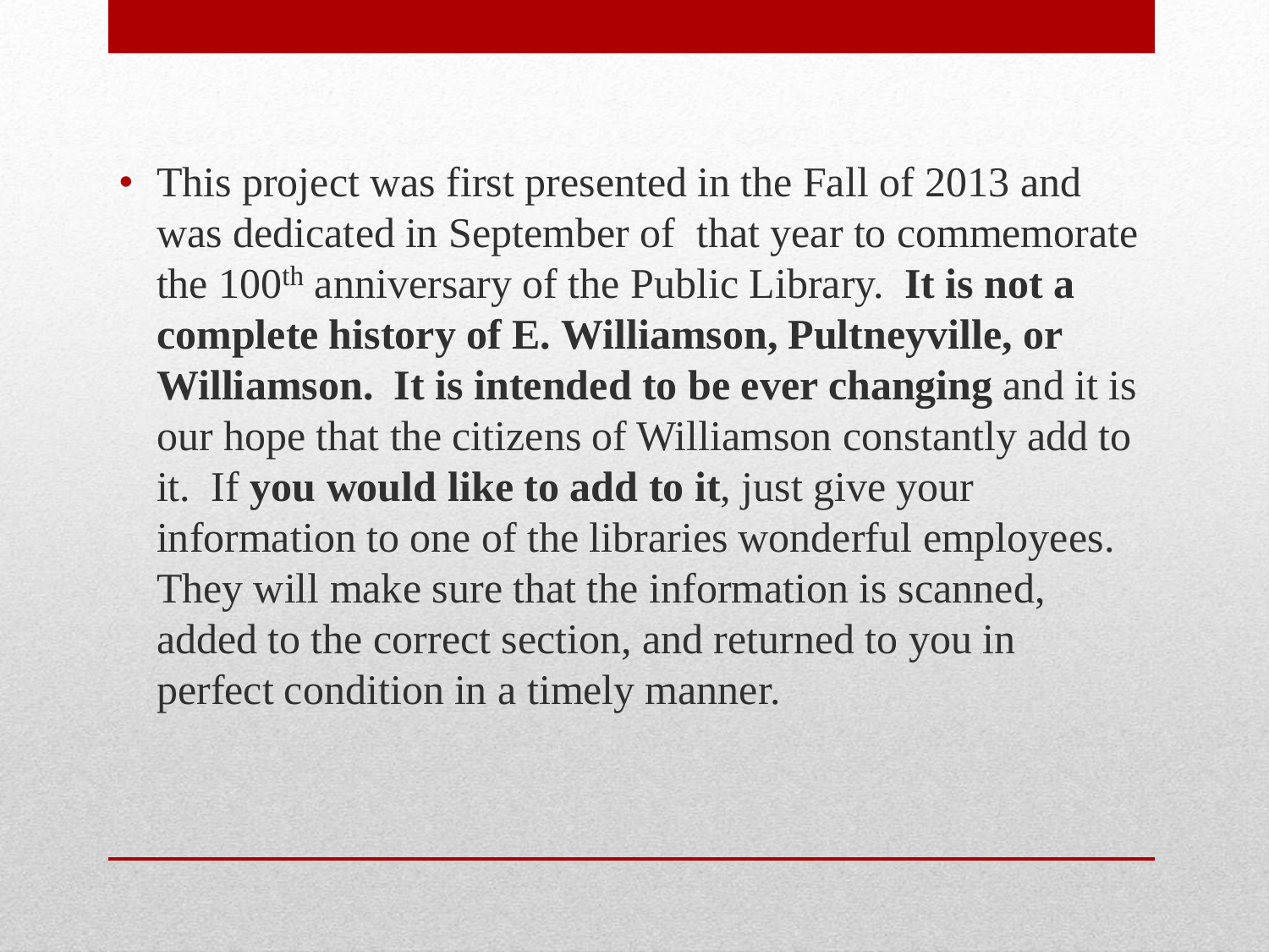- This project was first presented in the Fall of 2013 and was dedicated in September of that year to commemorate the 100th anniversary of the Public Library. **It is not a complete history of E. Williamson, Pultneyville, or Williamson. It is intended to be ever changing** and it is our hope that the citizens of Williamson constantly add to it. If **you would like to add to it**, just give your information to one of the libraries wonderful employees. They will make sure that the information is scanned, added to the correct section, and returned to you in perfect condition in a timely manner.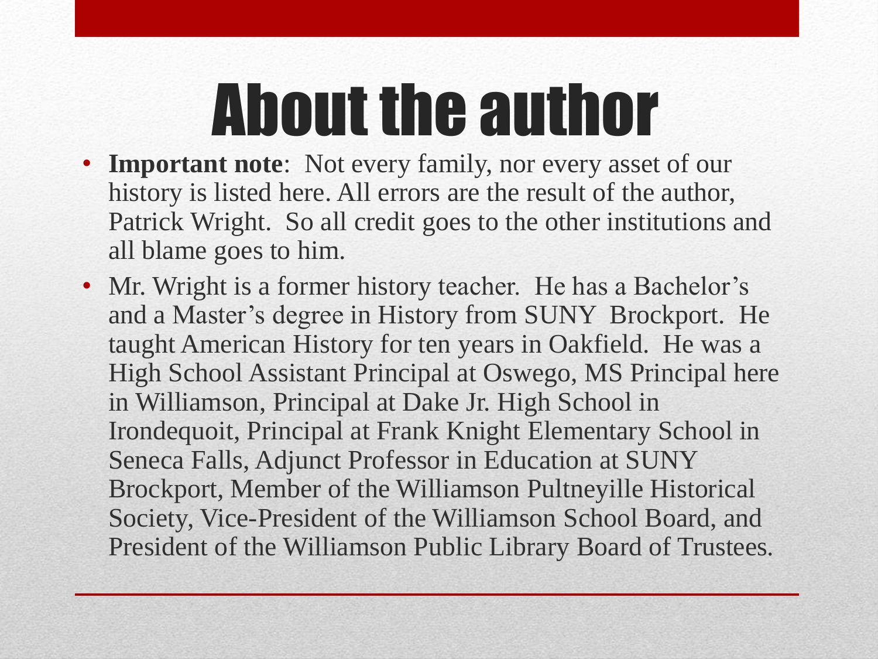# About the author

- **Important note**: Not every family, nor every asset of our history is listed here. All errors are the result of the author, Patrick Wright. So all credit goes to the other institutions and all blame goes to him.
- Mr. Wright is a former history teacher. He has a Bachelor's and a Master's degree in History from SUNY Brockport. He taught American History for ten years in Oakfield. He was a High School Assistant Principal at Oswego, MS Principal here in Williamson, Principal at Dake Jr. High School in Irondequoit, Principal at Frank Knight Elementary School in Seneca Falls, Adjunct Professor in Education at SUNY Brockport, Member of the Williamson Pultneyille Historical Society, Vice-President of the Williamson School Board, and President of the Williamson Public Library Board of Trustees.